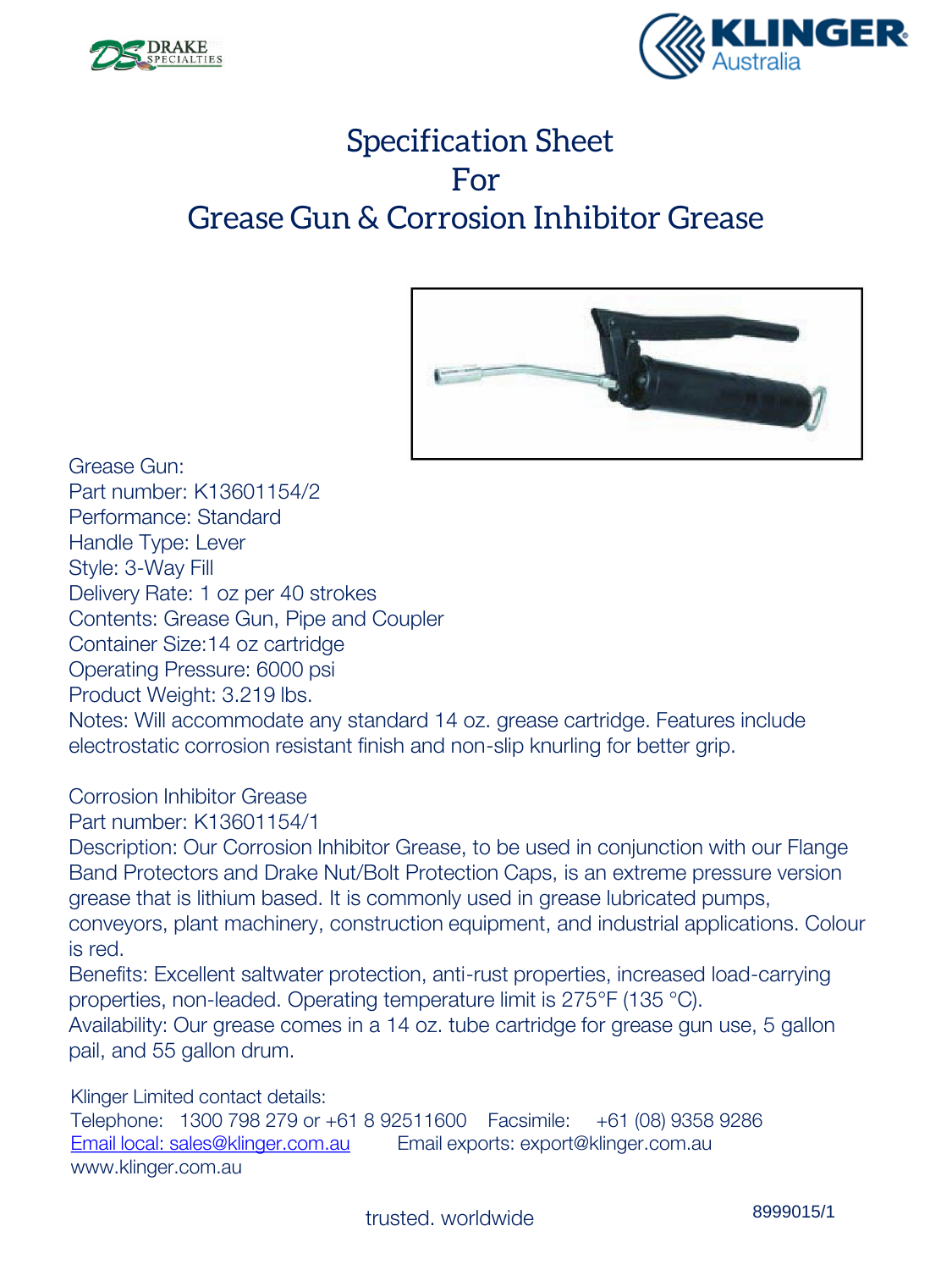# Specification Sheet
# For
# Grease Gun & Corrosion Inhibitor Grease

Grease Gun:
Part number: K13601154/2
Performance: Standard
Handle Type: Lever
Style: 3-Way Fill
Delivery Rate: 1 oz per 40 strokes
Contents: Grease Gun, Pipe and Coupler
Container Size:14 oz cartridge
Operating Pressure: 6000 psi
Product Weight: 3.219 lbs.
Notes: Will accommodate any standard 14 oz. grease cartridge. Features include electrostatic corrosion resistant finish and non-slip knurling for better grip.

Corrosion Inhibitor Grease
Part number: K13601154/1
Description: Our Corrosion Inhibitor Grease, to be used in conjunction with our Flange Band Protectors and Drake Nut/Bolt Protection Caps, is an extreme pressure version grease that is lithium based. It is commonly used in grease lubricated pumps, conveyors, plant machinery, construction equipment, and industrial applications. Colour is red.
Benefits: Excellent saltwater protection, anti-rust properties, increased load-carrying properties, non-leaded. Operating temperature limit is 275°F (135 °C).
Availability: Our grease comes in a 14 oz. tube cartridge for grease gun use, 5 gallon pail, and 55 gallon drum.

Klinger Limited contact details:
Telephone: 1300 798 279 or +61 8 92511600 Facsimile: +61 (08) 9358 9286
Email local: sales@klinger.com.au Email exports: export@klinger.com.au
www.klinger.com.au

trusted. worldwide

8999015/1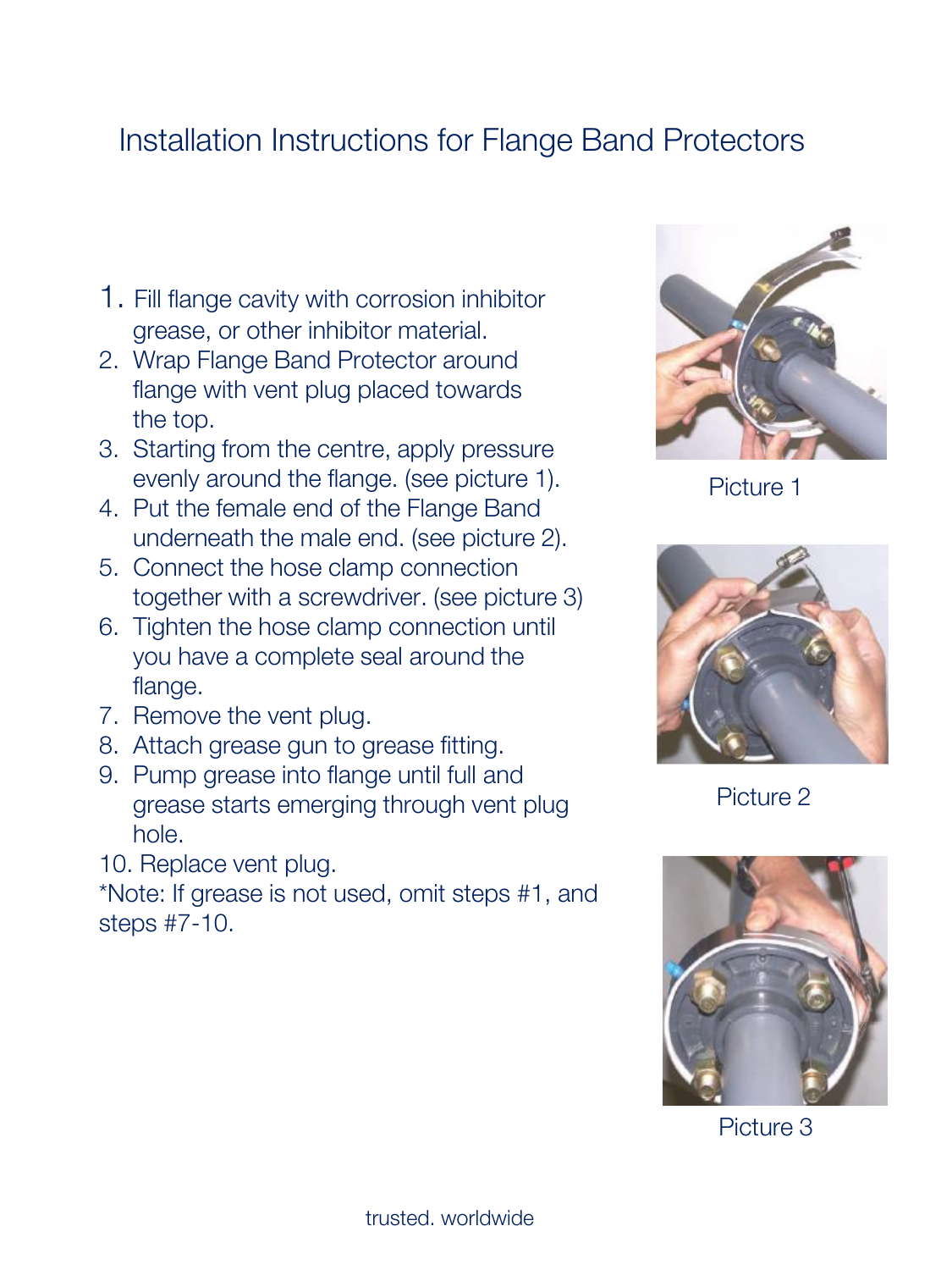# Installation Instructions for Flange Band Protectors

1. Fill flange cavity with corrosion inhibitor grease, or other inhibitor material.
2. Wrap Flange Band Protector around flange with vent plug placed towards the top.
3. Starting from the centre, apply pressure evenly around the flange. (see picture 1).
4. Put the female end of the Flange Band underneath the male end. (see picture 2).
5. Connect the hose clamp connection together with a screwdriver. (see picture 3)
6. Tighten the hose clamp connection until you have a complete seal around the flange.
7. Remove the vent plug.
8. Attach grease gun to grease fitting.
9. Pump grease into flange until full and grease starts emerging through vent plug hole.
10. Replace vent plug.

*Note: If grease is not used, omit steps #1, and steps #7-10.

Picture 1

Picture 2

Picture 3

trusted. worldwide